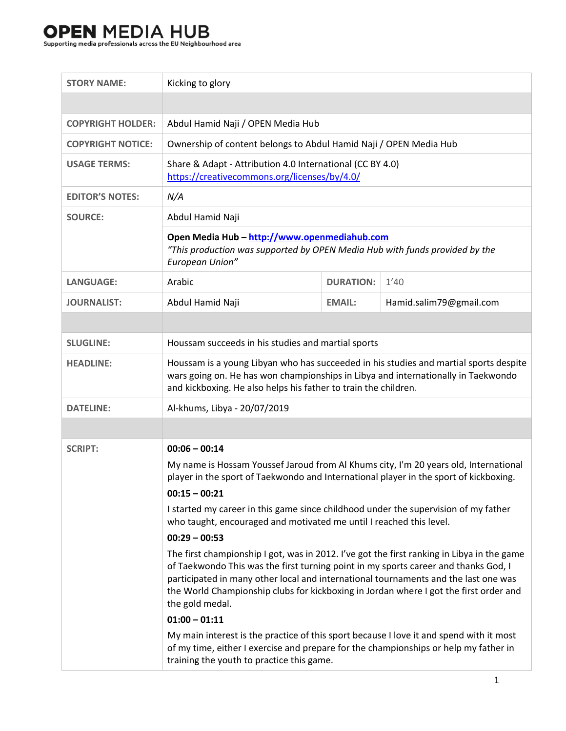# OPEN MEDIA HUB

Supporting media professionals across the EU Neighbourhood area

| | | | |
|---|---|---|---|
| **STORY NAME:** | Kicking to glory | | |
| | | | |
| **COPYRIGHT HOLDER:** | Abdul Hamid Naji / OPEN Media Hub | | |
| **COPYRIGHT NOTICE:** | Ownership of content belongs to Abdul Hamid Naji / OPEN Media Hub | | |
| **USAGE TERMS:** | Share & Adapt - Attribution 4.0 International (CC BY 4.0) https://creativecommons.org/licenses/by/4.0/ | | |
| **EDITOR'S NOTES:** | *N/A* | | |
| **SOURCE:** | Abdul Hamid Naji | | |
| | **Open Media Hub – http://www.openmediahub.com** *"This production was supported by OPEN Media Hub with funds provided by the European Union"* | | |
| **LANGUAGE:** | Arabic | **DURATION:** | 1'40 |
| **JOURNALIST:** | Abdul Hamid Naji | **EMAIL:** | Hamid.salim79@gmail.com |
| | | | |
| **SLUGLINE:** | Houssam succeeds in his studies and martial sports | | |
| **HEADLINE:** | Houssam is a young Libyan who has succeeded in his studies and martial sports despite wars going on. He has won championships in Libya and internationally in Taekwondo and kickboxing. He also helps his father to train the children. | | |
| **DATELINE:** | Al-khums, Libya - 20/07/2019 | | |
| | | | |
| **SCRIPT:** | **00:06 – 00:14** My name is Hossam Youssef Jaroud from Al Khums city, I'm 20 years old, International player in the sport of Taekwondo and International player in the sport of kickboxing. **00:15 – 00:21** I started my career in this game since childhood under the supervision of my father who taught, encouraged and motivated me until I reached this level. **00:29 – 00:53** The first championship I got, was in 2012. I've got the first ranking in Libya in the game of Taekwondo This was the first turning point in my sports career and thanks God, I participated in many other local and international tournaments and the last one was the World Championship clubs for kickboxing in Jordan where I got the first order and the gold medal. **01:00 – 01:11** My main interest is the practice of this sport because I love it and spend with it most of my time, either I exercise and prepare for the championships or help my father in training the youth to practice this game. | | |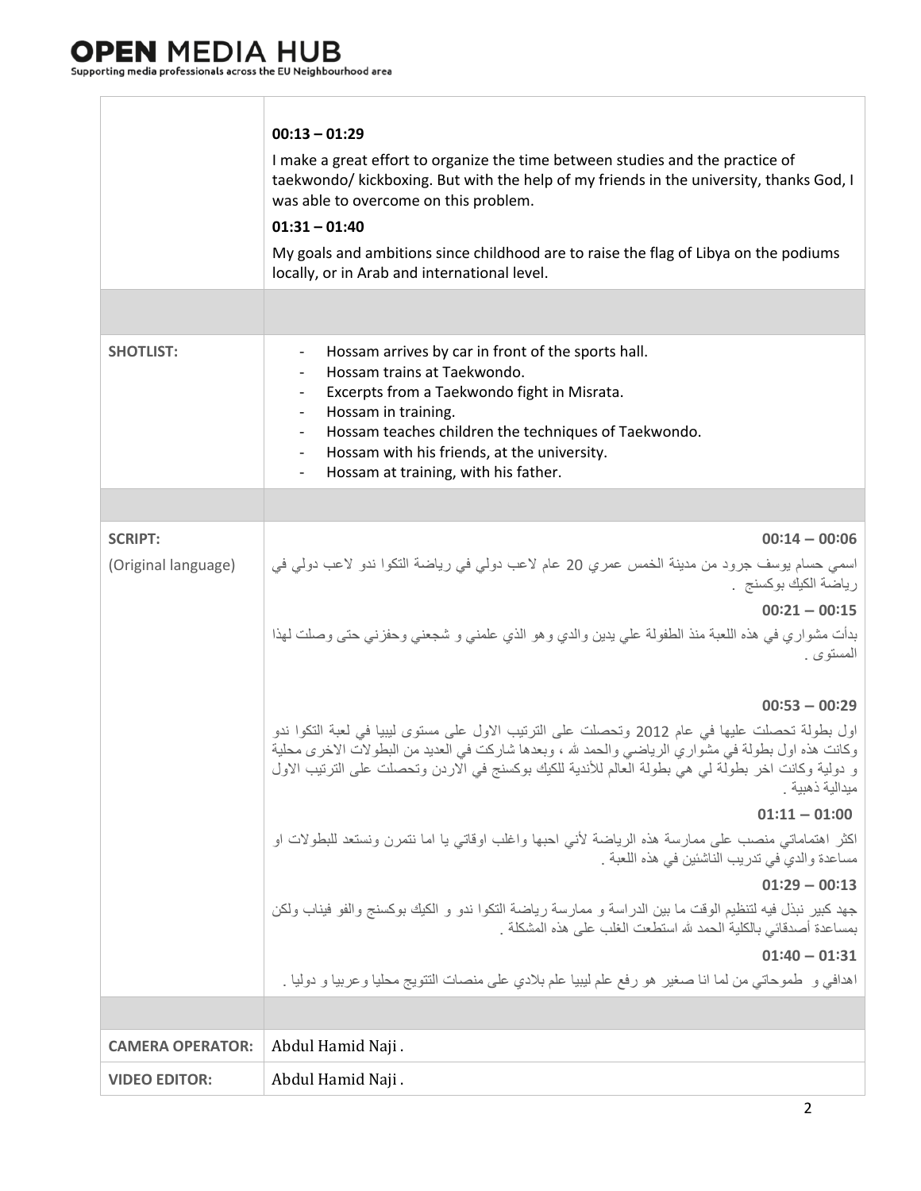|  |  |
|---|---|
|  | **00:13 – 01:29**<br>I make a great effort to organize the time between studies and the practice of taekwondo/ kickboxing. But with the help of my friends in the university, thanks God, I was able to overcome on this problem.<br>**01:31 – 01:40**<br>My goals and ambitions since childhood are to raise the flag of Libya on the podiums locally, or in Arab and international level. |
|  |  |
| **SHOTLIST:** | - Hossam arrives by car in front of the sports hall.<br>- Hossam trains at Taekwondo.<br>- Excerpts from a Taekwondo fight in Misrata.<br>- Hossam in training.<br>- Hossam teaches children the techniques of Taekwondo.<br>- Hossam with his friends, at the university.<br>- Hossam at training, with his father. |
|  |  |
| **SCRIPT:**<br>(Original language) | **00:14 – 00:06**<br>اسمي حسام يوسف جرود من مدينة الخمس عمري 20 عام لاعب دولي في رياضة التكوا ندو لاعب دولي في رياضة الكيك بوكسنج .<br>**00:21 – 00:15**<br>بدأت مشواري في هذه اللعبة منذ الطفولة علي يدين والدي وهو الذي علمني و شجعني وحفزني حتى وصلت لهذا المستوى .<br>**00:53 – 00:29**<br>اول بطولة تحصلت عليها في عام 2012 وتحصلت على الترتيب الاول على مستوى ليبيا في لعبة التكوا ندو وكانت هذه اول بطولة في مشواري الرياضي والحمد لله ، وبعدها شاركت في العديد من البطولات الاخرى محلية و دولية وكانت اخر بطولة لي هي بطولة العالم للأندية للكيك بوكسنج في الاردن وتحصلت على الترتيب الاول ميدالية ذهبية .<br>**01:11 – 01:00**<br>اكثر اهتماماتي منصب على ممارسة هذه الرياضة لأني احبها واغلب اوقاتي يا اما نتمرن ونستعد للبطولات او مساعدة والدي في تدريب الناشئين في هذه اللعبة .<br>**01:29 – 00:13**<br>جهد كبير نبذل فيه لتنظيم الوقت ما بين الدراسة و ممارسة رياضة التكوا ندو و الكيك بوكسنج والفو فيناب ولكن بمساعدة أصدقائي بالكلية الحمد لله استطعت الغلب على هذه المشكلة .<br>**01:40 – 01:31**<br>اهدافي و طموحاتي من لما انا صغير هو رفع علم ليبيا علم بلادي على منصات التتويج محليا وعربيا و دوليا . |
|  |  |
| **CAMERA OPERATOR:** | Abdul Hamid Naji . |
| **VIDEO EDITOR:** | Abdul Hamid Naji . |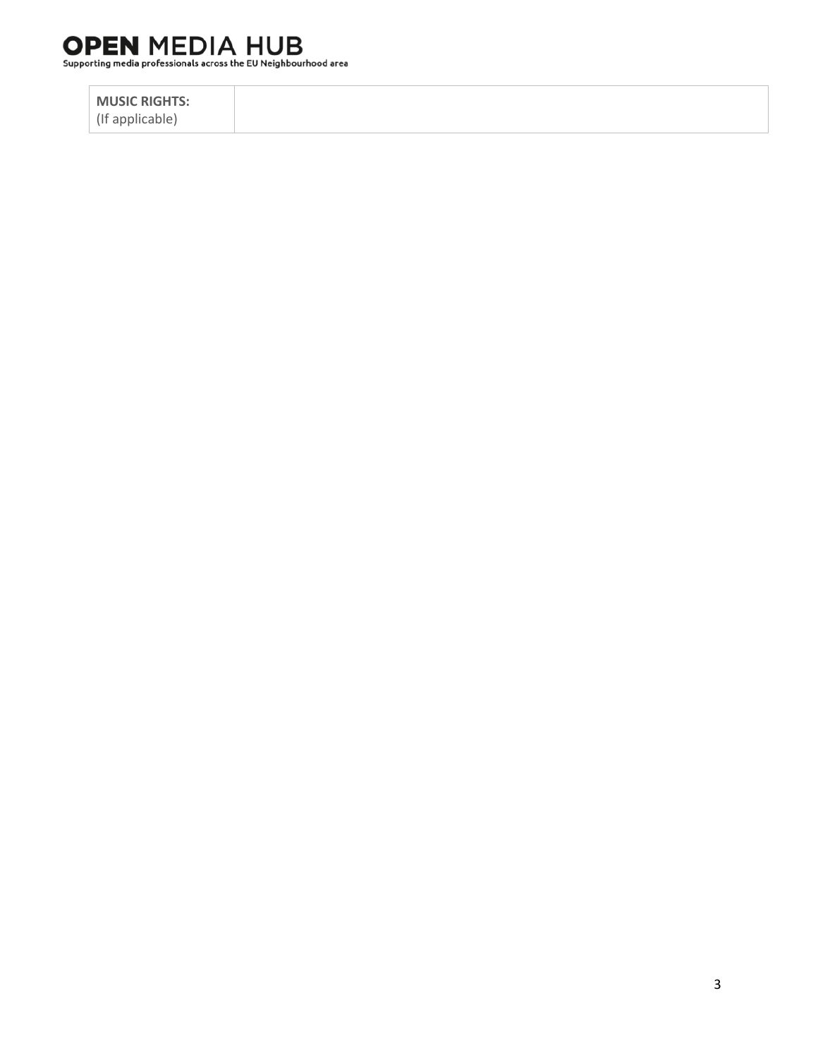| | |
|---|---|
| **MUSIC RIGHTS:** (If applicable) | |